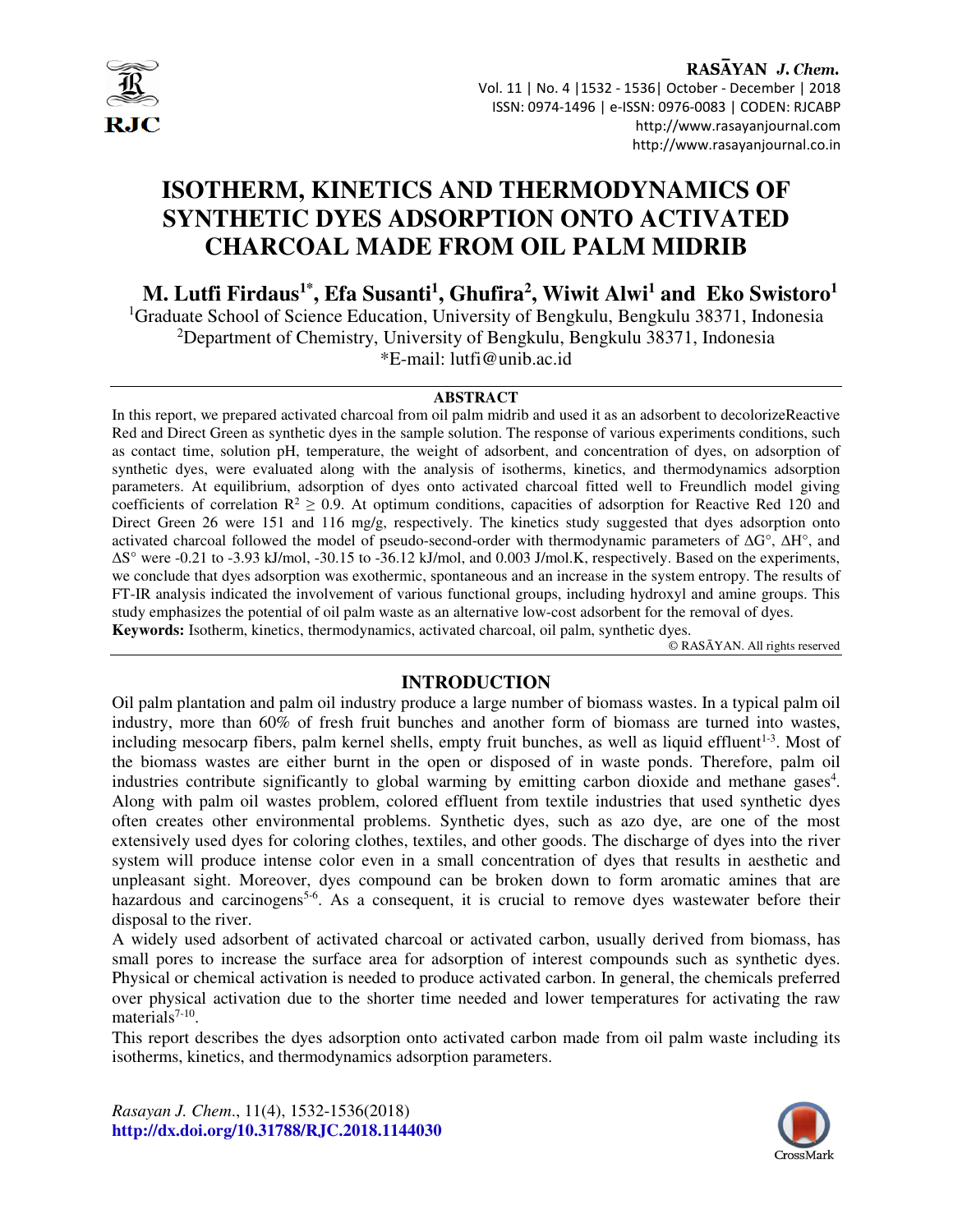# ISOTHERM, KINETICS AND THERMODYNAMICS OF SYNTHETIC DYES ADSORPTION ONTO ACTIVATED CHARCOAL MADE FROM OIL PALM MIDRIB

**M. Lutfi Firdaus[1*], Efa Susanti[1], Ghufira[2], Wiwit Alwi[1] and Eko Swistoro[1]**

[1]Graduate School of Science Education, University of Bengkulu, Bengkulu 38371, Indonesia
[2]Department of Chemistry, University of Bengkulu, Bengkulu 38371, Indonesia
*E-mail: lutfi@unib.ac.id

## ABSTRACT

In this report, we prepared activated charcoal from oil palm midrib and used it as an adsorbent to decolorizeReactive Red and Direct Green as synthetic dyes in the sample solution. The response of various experiments conditions, such as contact time, solution pH, temperature, the weight of adsorbent, and concentration of dyes, on adsorption of synthetic dyes, were evaluated along with the analysis of isotherms, kinetics, and thermodynamics adsorption parameters. At equilibrium, adsorption of dyes onto activated charcoal fitted well to Freundlich model giving coefficients of correlation $R^2 \geq 0.9$. At optimum conditions, capacities of adsorption for Reactive Red 120 and Direct Green 26 were 151 and 116 mg/g, respectively. The kinetics study suggested that dyes adsorption onto activated charcoal followed the model of pseudo-second-order with thermodynamic parameters of $\Delta G°$, $\Delta H°$, and $\Delta S°$ were -0.21 to -3.93 kJ/mol, -30.15 to -36.12 kJ/mol, and 0.003 J/mol.K, respectively. Based on the experiments, we conclude that dyes adsorption was exothermic, spontaneous and an increase in the system entropy. The results of FT-IR analysis indicated the involvement of various functional groups, including hydroxyl and amine groups. This study emphasizes the potential of oil palm waste as an alternative low-cost adsorbent for the removal of dyes.

**Keywords:** Isotherm, kinetics, thermodynamics, activated charcoal, oil palm, synthetic dyes.

© RASĀYAN. All rights reserved

## INTRODUCTION

Oil palm plantation and palm oil industry produce a large number of biomass wastes. In a typical palm oil industry, more than 60% of fresh fruit bunches and another form of biomass are turned into wastes, including mesocarp fibers, palm kernel shells, empty fruit bunches, as well as liquid effluent[1-3]. Most of the biomass wastes are either burnt in the open or disposed of in waste ponds. Therefore, palm oil industries contribute significantly to global warming by emitting carbon dioxide and methane gases[4]. Along with palm oil wastes problem, colored effluent from textile industries that used synthetic dyes often creates other environmental problems. Synthetic dyes, such as azo dye, are one of the most extensively used dyes for coloring clothes, textiles, and other goods. The discharge of dyes into the river system will produce intense color even in a small concentration of dyes that results in aesthetic and unpleasant sight. Moreover, dyes compound can be broken down to form aromatic amines that are hazardous and carcinogens[5-6]. As a consequent, it is crucial to remove dyes wastewater before their disposal to the river.

A widely used adsorbent of activated charcoal or activated carbon, usually derived from biomass, has small pores to increase the surface area for adsorption of interest compounds such as synthetic dyes. Physical or chemical activation is needed to produce activated carbon. In general, the chemicals preferred over physical activation due to the shorter time needed and lower temperatures for activating the raw materials[7-10].

This report describes the dyes adsorption onto activated carbon made from oil palm waste including its isotherms, kinetics, and thermodynamics adsorption parameters.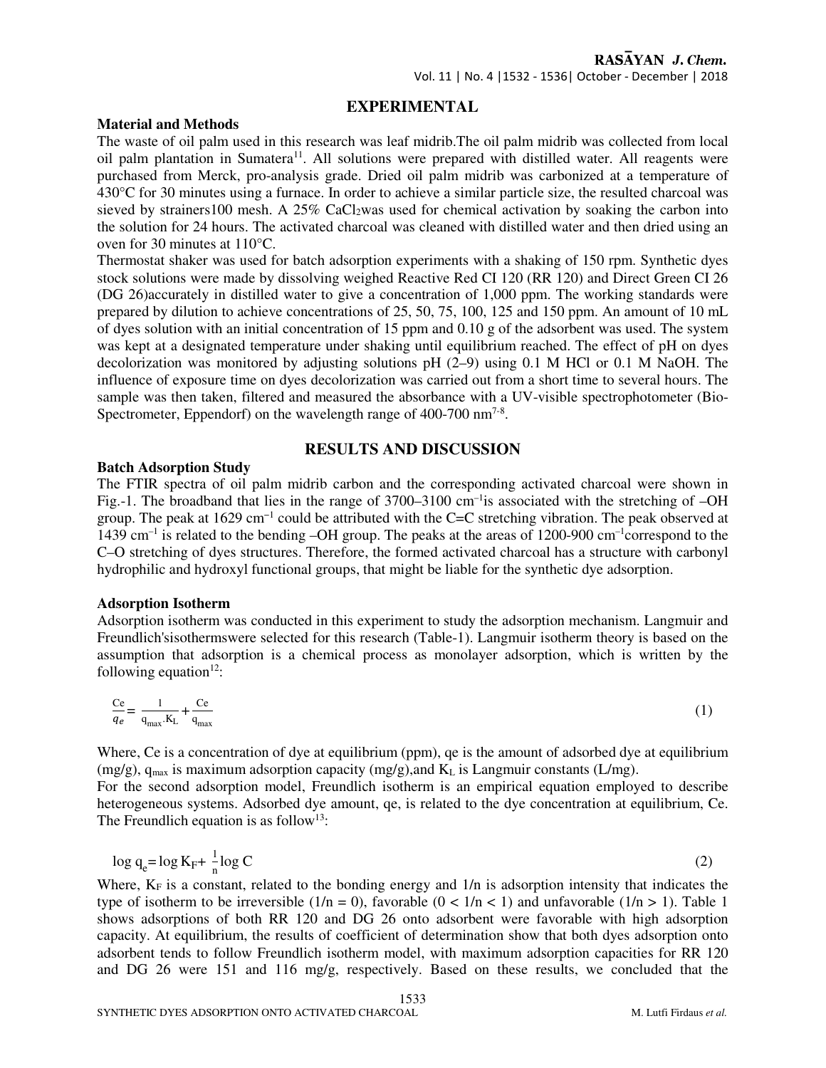## EXPERIMENTAL

### Material and Methods

The waste of oil palm used in this research was leaf midrib.The oil palm midrib was collected from local oil palm plantation in Sumatera[11]. All solutions were prepared with distilled water. All reagents were purchased from Merck, pro-analysis grade. Dried oil palm midrib was carbonized at a temperature of 430°C for 30 minutes using a furnace. In order to achieve a similar particle size, the resulted charcoal was sieved by strainers100 mesh. A 25% $CaCl_2$was used for chemical activation by soaking the carbon into the solution for 24 hours. The activated charcoal was cleaned with distilled water and then dried using an oven for 30 minutes at 110°C.

Thermostat shaker was used for batch adsorption experiments with a shaking of 150 rpm. Synthetic dyes stock solutions were made by dissolving weighed Reactive Red CI 120 (RR 120) and Direct Green CI 26 (DG 26)accurately in distilled water to give a concentration of 1,000 ppm. The working standards were prepared by dilution to achieve concentrations of 25, 50, 75, 100, 125 and 150 ppm. An amount of 10 mL of dyes solution with an initial concentration of 15 ppm and 0.10 g of the adsorbent was used. The system was kept at a designated temperature under shaking until equilibrium reached. The effect of pH on dyes decolorization was monitored by adjusting solutions pH (2–9) using 0.1 M HCl or 0.1 M NaOH. The influence of exposure time on dyes decolorization was carried out from a short time to several hours. The sample was then taken, filtered and measured the absorbance with a UV-visible spectrophotometer (Bio-Spectrometer, Eppendorf) on the wavelength range of 400-700 nm[7-8].

## RESULTS AND DISCUSSION

### Batch Adsorption Study

The FTIR spectra of oil palm midrib carbon and the corresponding activated charcoal were shown in Fig.-1. The broadband that lies in the range of 3700–3100 $cm^{-1}$is associated with the stretching of –OH group. The peak at 1629 $cm^{-1}$ could be attributed with the C=C stretching vibration. The peak observed at 1439 $cm^{-1}$ is related to the bending –OH group. The peaks at the areas of 1200-900 $cm^{-1}$correspond to the C–O stretching of dyes structures. Therefore, the formed activated charcoal has a structure with carbonyl hydrophilic and hydroxyl functional groups, that might be liable for the synthetic dye adsorption.

### Adsorption Isotherm

Adsorption isotherm was conducted in this experiment to study the adsorption mechanism. Langmuir and Freundlich'sisothermswere selected for this research (Table-1). Langmuir isotherm theory is based on the assumption that adsorption is a chemical process as monolayer adsorption, which is written by the following equation[12]:

$$\frac{Ce}{q_e} = \frac{1}{q_{max} . K_L} + \frac{Ce}{q_{max}} \tag{1}$$

Where, Ce is a concentration of dye at equilibrium (ppm), qe is the amount of adsorbed dye at equilibrium (mg/g), $q_{max}$ is maximum adsorption capacity (mg/g),and $K_L$ is Langmuir constants (L/mg).

For the second adsorption model, Freundlich isotherm is an empirical equation employed to describe heterogeneous systems. Adsorbed dye amount, qe, is related to the dye concentration at equilibrium, Ce. The Freundlich equation is as follow[13]:

$$\log q_e = \log K_F + \frac{1}{n} \log C \tag{2}$$

Where, $K_F$ is a constant, related to the bonding energy and 1/n is adsorption intensity that indicates the type of isotherm to be irreversible (1/n = 0), favorable (0 < 1/n < 1) and unfavorable (1/n > 1). Table 1 shows adsorptions of both RR 120 and DG 26 onto adsorbent were favorable with high adsorption capacity. At equilibrium, the results of coefficient of determination show that both dyes adsorption onto adsorbent tends to follow Freundlich isotherm model, with maximum adsorption capacities for RR 120 and DG 26 were 151 and 116 mg/g, respectively. Based on these results, we concluded that the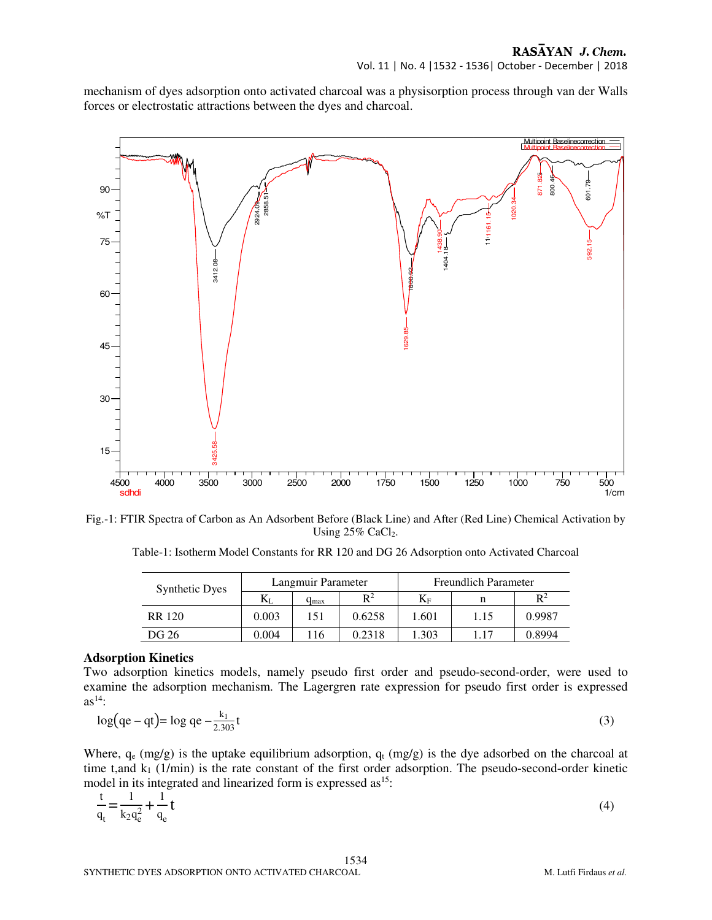mechanism of dyes adsorption onto activated charcoal was a physisorption process through van der Walls forces or electrostatic attractions between the dyes and charcoal.

Fig.-1: FTIR Spectra of Carbon as An Adsorbent Before (Black Line) and After (Red Line) Chemical Activation by Using 25% $CaCl_2$.

Table-1: Isotherm Model Constants for RR 120 and DG 26 Adsorption onto Activated Charcoal

| Synthetic Dyes | Langmuir Parameter | | | Freundlich Parameter | | |
|---|---|---|---|---|---|---|
| | $K_L$ | $q_{max}$ | $R^2$ | $K_F$ | n | $R^2$ |
| RR 120 | 0.003 | 151 | 0.6258 | 1.601 | 1.15 | 0.9987 |
| DG 26 | 0.004 | 116 | 0.2318 | 1.303 | 1.17 | 0.8994 |

**Adsorption Kinetics**

Two adsorption kinetics models, namely pseudo first order and pseudo-second-order, were used to examine the adsorption mechanism. The Lagergren rate expression for pseudo first order is expressed as[14]:

$$\log(qe - qt) = \log qe - \frac{k_1}{2.303}t \tag{3}$$

Where, $q_e$ (mg/g) is the uptake equilibrium adsorption, $q_t$ (mg/g) is the dye adsorbed on the charcoal at time t,and $k_1$ (1/min) is the rate constant of the first order adsorption. The pseudo-second-order kinetic model in its integrated and linearized form is expressed as[15]:

$$\frac{t}{q_t} = \frac{1}{k_2 q_e^2} + \frac{1}{q_e}t \tag{4}$$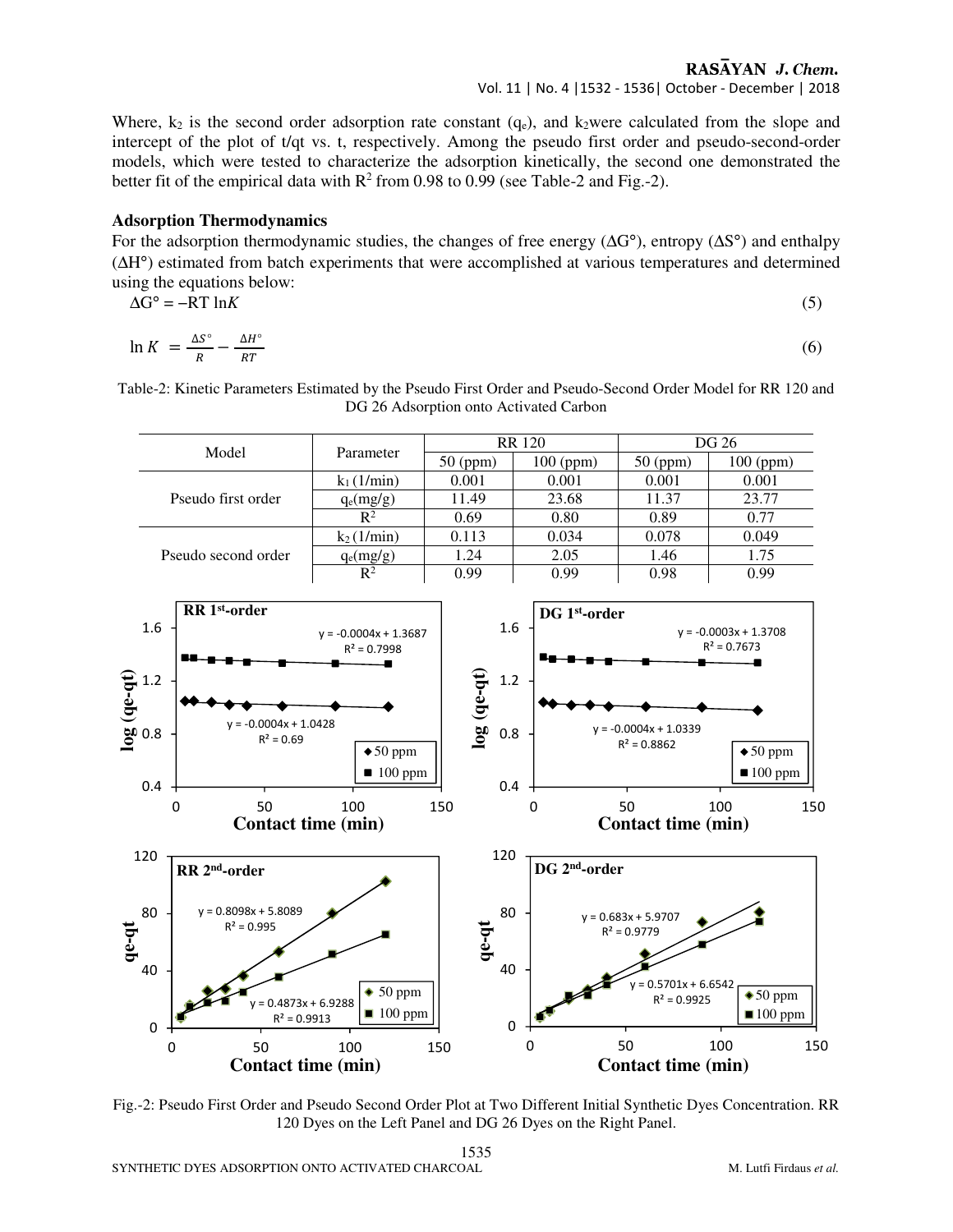Where, $k_2$ is the second order adsorption rate constant ($q_e$), and $k_2$ were calculated from the slope and intercept of the plot of t/qt vs. t, respectively. Among the pseudo first order and pseudo-second-order models, which were tested to characterize the adsorption kinetically, the second one demonstrated the better fit of the empirical data with $R^2$ from 0.98 to 0.99 (see Table-2 and Fig.-2).

**Adsorption Thermodynamics**

For the adsorption thermodynamic studies, the changes of free energy (ΔG°), entropy (ΔS°) and enthalpy (ΔH°) estimated from batch experiments that were accomplished at various temperatures and determined using the equations below:

$$\Delta G° = -RT \ln K \tag{5}$$

$$\ln K = \frac{\Delta S°}{R} - \frac{\Delta H°}{RT} \tag{6}$$

Table-2: Kinetic Parameters Estimated by the Pseudo First Order and Pseudo-Second Order Model for RR 120 and DG 26 Adsorption onto Activated Carbon

| Model | Parameter | RR 120 | | DG 26 | |
|---|---|---|---|---|---|
| | | 50 (ppm) | 100 (ppm) | 50 (ppm) | 100 (ppm) |
| Pseudo first order | $k_1$ (1/min) | 0.001 | 0.001 | 0.001 | 0.001 |
| | $q_e$(mg/g) | 11.49 | 23.68 | 11.37 | 23.77 |
| | $R^2$ | 0.69 | 0.80 | 0.89 | 0.77 |
| Pseudo second order | $k_2$ (1/min) | 0.113 | 0.034 | 0.078 | 0.049 |
| | $q_e$(mg/g) | 1.24 | 2.05 | 1.46 | 1.75 |
| | $R^2$ | 0.99 | 0.99 | 0.98 | 0.99 |

Fig.-2: Pseudo First Order and Pseudo Second Order Plot at Two Different Initial Synthetic Dyes Concentration. RR 120 Dyes on the Left Panel and DG 26 Dyes on the Right Panel.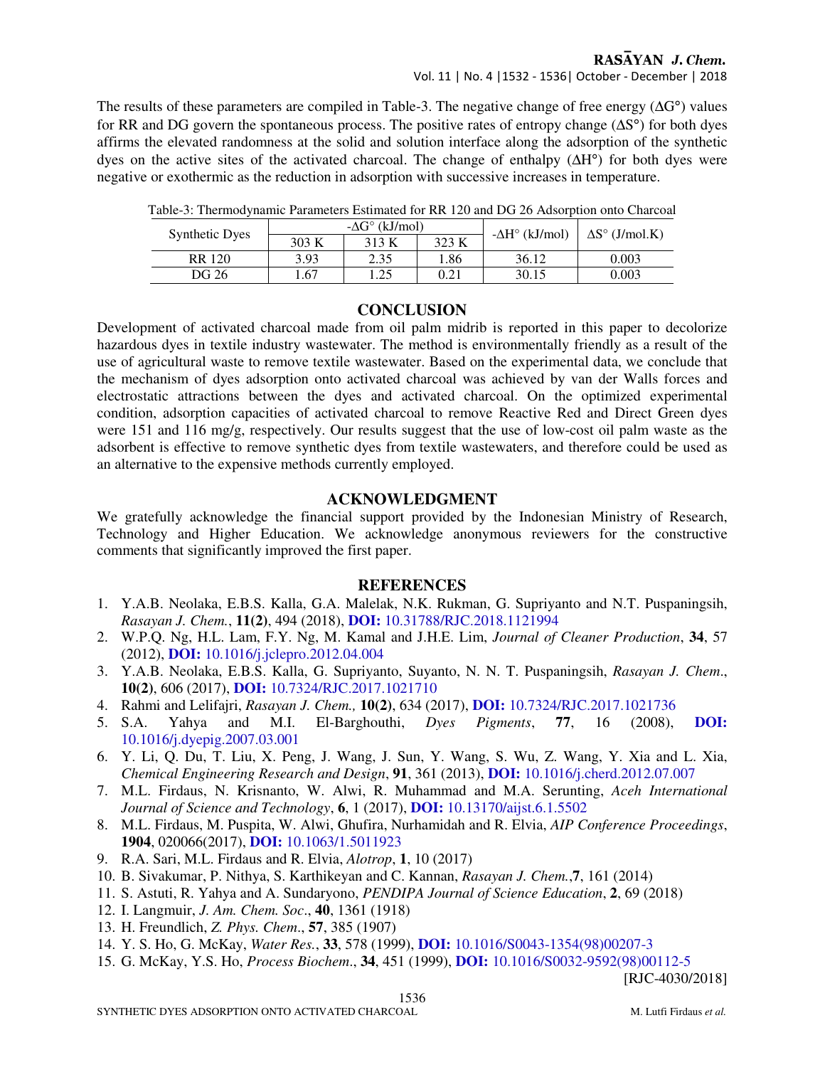The results of these parameters are compiled in Table-3. The negative change of free energy (ΔG°) values for RR and DG govern the spontaneous process. The positive rates of entropy change (ΔS°) for both dyes affirms the elevated randomness at the solid and solution interface along the adsorption of the synthetic dyes on the active sites of the activated charcoal. The change of enthalpy (ΔH°) for both dyes were negative or exothermic as the reduction in adsorption with successive increases in temperature.

Table-3: Thermodynamic Parameters Estimated for RR 120 and DG 26 Adsorption onto Charcoal

| Synthetic Dyes | -ΔG° (kJ/mol) | | | -ΔH° (kJ/mol) | ΔS° (J/mol.K) |
|---|---|---|---|---|---|
| | 303 K | 313 K | 323 K | | |
| RR 120 | 3.93 | 2.35 | 1.86 | 36.12 | 0.003 |
| DG 26 | 1.67 | 1.25 | 0.21 | 30.15 | 0.003 |

## CONCLUSION

Development of activated charcoal made from oil palm midrib is reported in this paper to decolorize hazardous dyes in textile industry wastewater. The method is environmentally friendly as a result of the use of agricultural waste to remove textile wastewater. Based on the experimental data, we conclude that the mechanism of dyes adsorption onto activated charcoal was achieved by van der Walls forces and electrostatic attractions between the dyes and activated charcoal. On the optimized experimental condition, adsorption capacities of activated charcoal to remove Reactive Red and Direct Green dyes were 151 and 116 mg/g, respectively. Our results suggest that the use of low-cost oil palm waste as the adsorbent is effective to remove synthetic dyes from textile wastewaters, and therefore could be used as an alternative to the expensive methods currently employed.

## ACKNOWLEDGMENT

We gratefully acknowledge the financial support provided by the Indonesian Ministry of Research, Technology and Higher Education. We acknowledge anonymous reviewers for the constructive comments that significantly improved the first paper.

## REFERENCES

1. Y.A.B. Neolaka, E.B.S. Kalla, G.A. Malelak, N.K. Rukman, G. Supriyanto and N.T. Puspaningsih, *Rasayan J. Chem.*, **11(2)**, 494 (2018), **DOI:** 10.31788/RJC.2018.1121994
2. W.P.Q. Ng, H.L. Lam, F.Y. Ng, M. Kamal and J.H.E. Lim, *Journal of Cleaner Production*, **34**, 57 (2012), **DOI:** 10.1016/j.jclepro.2012.04.004
3. Y.A.B. Neolaka, E.B.S. Kalla, G. Supriyanto, Suyanto, N. N. T. Puspaningsih, *Rasayan J. Chem*., **10(2)**, 606 (2017), **DOI:** 10.7324/RJC.2017.1021710
4. Rahmi and Lelifajri, *Rasayan J. Chem.,* **10(2)**, 634 (2017), **DOI:** 10.7324/RJC.2017.1021736
5. S.A. Yahya and M.I. El-Barghouthi, *Dyes Pigments*, **77**, 16 (2008), **DOI:** 10.1016/j.dyepig.2007.03.001
6. Y. Li, Q. Du, T. Liu, X. Peng, J. Wang, J. Sun, Y. Wang, S. Wu, Z. Wang, Y. Xia and L. Xia, *Chemical Engineering Research and Design*, **91**, 361 (2013), **DOI:** 10.1016/j.cherd.2012.07.007
7. M.L. Firdaus, N. Krisnanto, W. Alwi, R. Muhammad and M.A. Serunting, *Aceh International Journal of Science and Technology*, **6**, 1 (2017), **DOI:** 10.13170/aijst.6.1.5502
8. M.L. Firdaus, M. Puspita, W. Alwi, Ghufira, Nurhamidah and R. Elvia, *AIP Conference Proceedings*, **1904**, 020066(2017), **DOI:** 10.1063/1.5011923
9. R.A. Sari, M.L. Firdaus and R. Elvia, *Alotrop*, **1**, 10 (2017)
10. B. Sivakumar, P. Nithya, S. Karthikeyan and C. Kannan, *Rasayan J. Chem.*,**7**, 161 (2014)
11. S. Astuti, R. Yahya and A. Sundaryono, *PENDIPA Journal of Science Education*, **2**, 69 (2018)
12. I. Langmuir, *J. Am. Chem. Soc*., **40**, 1361 (1918)
13. H. Freundlich, *Z. Phys. Chem*., **57**, 385 (1907)
14. Y. S. Ho, G. McKay, *Water Res.*, **33**, 578 (1999), **DOI:** 10.1016/S0043-1354(98)00207-3
15. G. McKay, Y.S. Ho, *Process Biochem*., **34**, 451 (1999), **DOI:** 10.1016/S0032-9592(98)00112-5

[RJC-4030/2018]